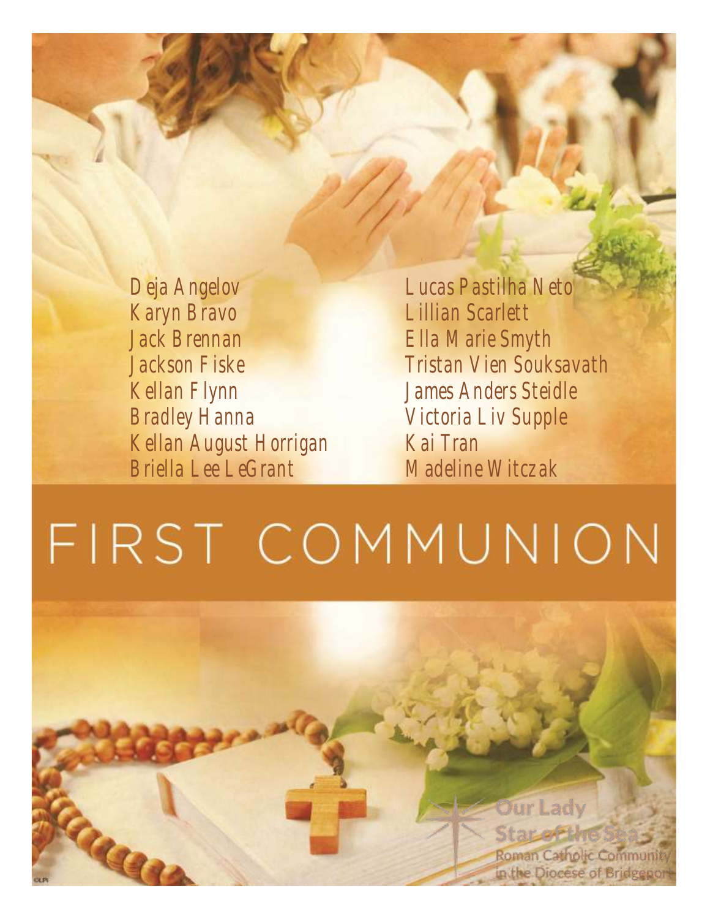Deja Angelov
Karyn Bravo
Jack Brennan
Jackson Fiske
Kellan Flynn
Bradley Hanna
Kellan August Horrigan
Briella Lee LeGrant
Lucas Pastilha Neto
Lillian Scarlett
Ella Marie Smyth
Tristan Vien Souksavath
James Anders Steidle
Victoria Liv Supple
Kai Tran
Madeline Witczak

# FIRST COMMUNION

Our Lady Star of the Sea
Roman Catholic Community in the Diocese of Bridgeport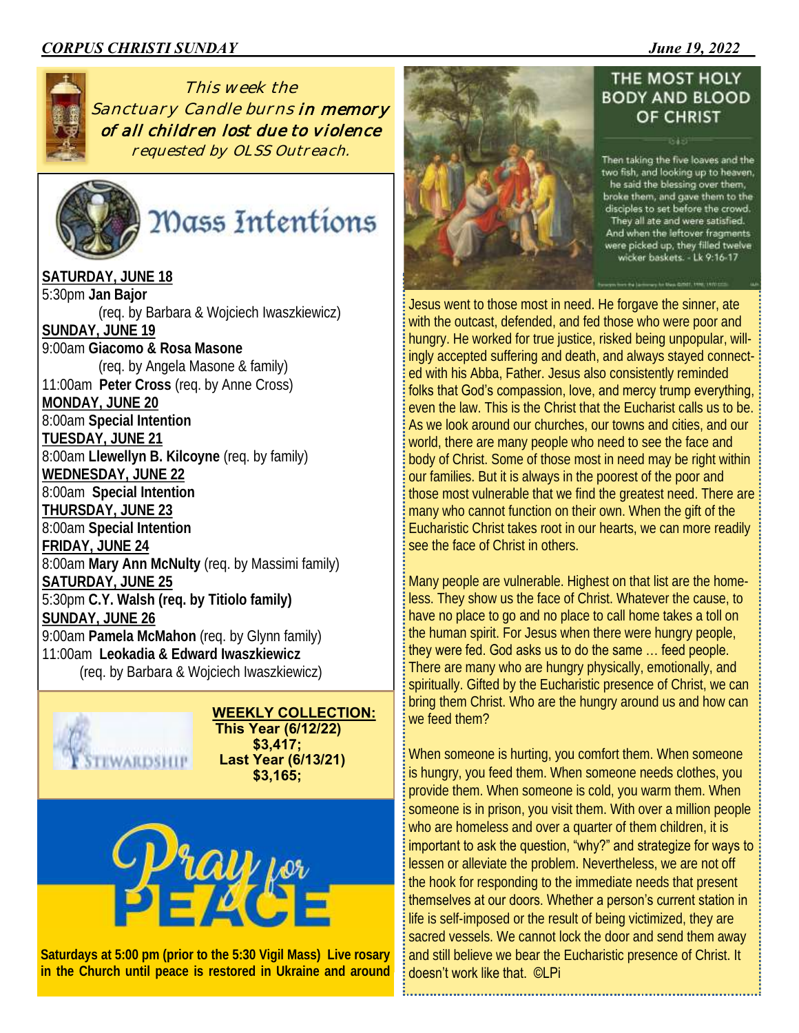*This week the Sanctuary Candle burns in memory of all children lost due to violence requested by OLSS Outreach.*

## Mass Intentions

**SATURDAY, JUNE 18**
5:30pm **Jan Bajor**
(req. by Barbara & Wojciech Iwaszkiewicz)

**SUNDAY, JUNE 19**
9:00am **Giacomo & Rosa Masone**
(req. by Angela Masone & family)
11:00am **Peter Cross** (req. by Anne Cross)

**MONDAY, JUNE 20**
8:00am **Special Intention**

**TUESDAY, JUNE 21**
8:00am **Llewellyn B. Kilcoyne** (req. by family)

**WEDNESDAY, JUNE 22**
8:00am **Special Intention**

**THURSDAY, JUNE 23**
8:00am **Special Intention**

**FRIDAY, JUNE 24**
8:00am **Mary Ann McNulty** (req. by Massimi family)

**SATURDAY, JUNE 25**
5:30pm **C.Y. Walsh (req. by Titiolo family)**

**SUNDAY, JUNE 26**
9:00am **Pamela McMahon** (req. by Glynn family)
11:00am **Leokadia & Edward Iwaszkiewicz**
(req. by Barbara & Wojciech Iwaszkiewicz)

STEWARDSHIP

**WEEKLY COLLECTION:**
**This Year (6/12/22)**
**$3,417;**
**Last Year (6/13/21)**
**$3,165;**

## Pray for PEACE

**Saturdays at 5:00 pm (prior to the 5:30 Vigil Mass) Live rosary in the Church until peace is restored in Ukraine and around**

## THE MOST HOLY BODY AND BLOOD OF CHRIST

Then taking the five loaves and the two fish, and looking up to heaven, he said the blessing over them, broke them, and gave them to the disciples to set before the crowd. They all ate and were satisfied. And when the leftover fragments were picked up, they filled twelve wicker baskets. - Lk 9:16-17

Jesus went to those most in need. He forgave the sinner, ate with the outcast, defended, and fed those who were poor and hungry. He worked for true justice, risked being unpopular, willingly accepted suffering and death, and always stayed connected with his Abba, Father. Jesus also consistently reminded folks that God's compassion, love, and mercy trump everything, even the law. This is the Christ that the Eucharist calls us to be. As we look around our churches, our towns and cities, and our world, there are many people who need to see the face and body of Christ. Some of those most in need may be right within our families. But it is always in the poorest of the poor and those most vulnerable that we find the greatest need. There are many who cannot function on their own. When the gift of the Eucharistic Christ takes root in our hearts, we can more readily see the face of Christ in others.

Many people are vulnerable. Highest on that list are the homeless. They show us the face of Christ. Whatever the cause, to have no place to go and no place to call home takes a toll on the human spirit. For Jesus when there were hungry people, they were fed. God asks us to do the same … feed people. There are many who are hungry physically, emotionally, and spiritually. Gifted by the Eucharistic presence of Christ, we can bring them Christ. Who are the hungry around us and how can we feed them?

When someone is hurting, you comfort them. When someone is hungry, you feed them. When someone needs clothes, you provide them. When someone is cold, you warm them. When someone is in prison, you visit them. With over a million people who are homeless and over a quarter of them children, it is important to ask the question, "why?" and strategize for ways to lessen or alleviate the problem. Nevertheless, we are not off the hook for responding to the immediate needs that present themselves at our doors. Whether a person's current station in life is self-imposed or the result of being victimized, they are sacred vessels. We cannot lock the door and send them away and still believe we bear the Eucharistic presence of Christ. It doesn't work like that. ©LPi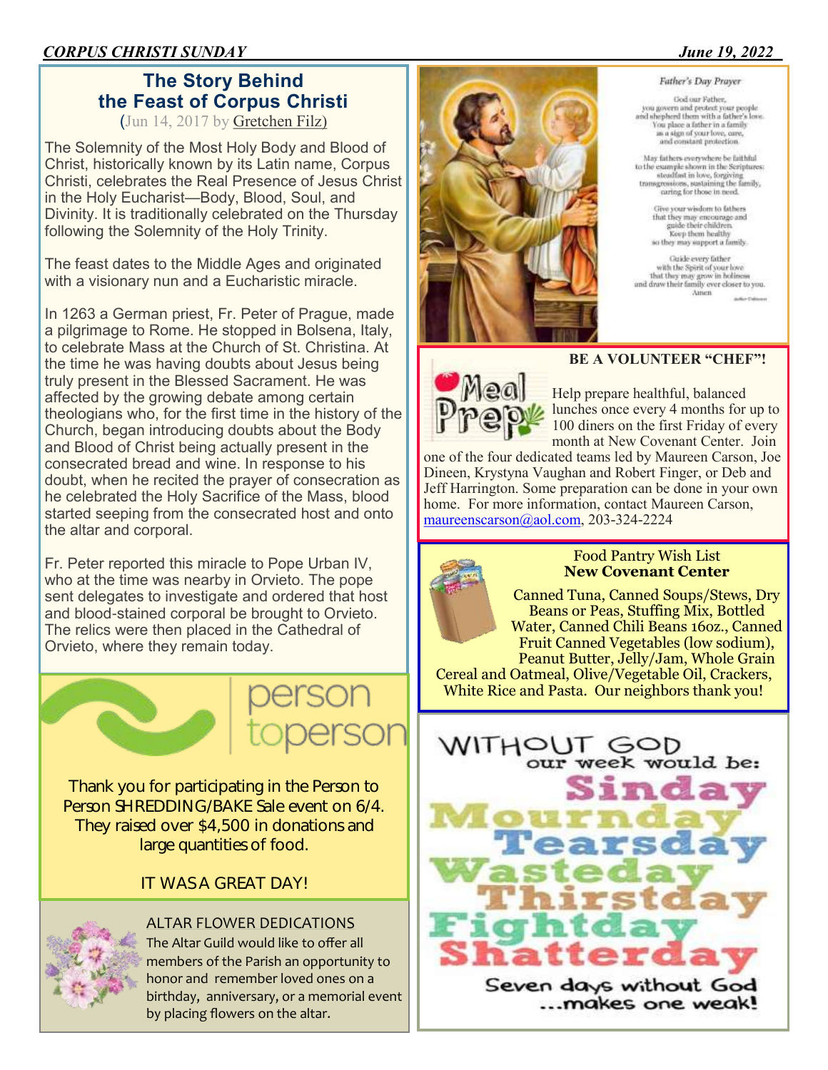## The Story Behind the Feast of Corpus Christi

(Jun 14, 2017 by Gretchen Filz)

The Solemnity of the Most Holy Body and Blood of Christ, historically known by its Latin name, Corpus Christi, celebrates the Real Presence of Jesus Christ in the Holy Eucharist—Body, Blood, Soul, and Divinity. It is traditionally celebrated on the Thursday following the Solemnity of the Holy Trinity.

The feast dates to the Middle Ages and originated with a visionary nun and a Eucharistic miracle.

In 1263 a German priest, Fr. Peter of Prague, made a pilgrimage to Rome. He stopped in Bolsena, Italy, to celebrate Mass at the Church of St. Christina. At the time he was having doubts about Jesus being truly present in the Blessed Sacrament. He was affected by the growing debate among certain theologians who, for the first time in the history of the Church, began introducing doubts about the Body and Blood of Christ being actually present in the consecrated bread and wine. In response to his doubt, when he recited the prayer of consecration as he celebrated the Holy Sacrifice of the Mass, blood started seeping from the consecrated host and onto the altar and corporal.

Fr. Peter reported this miracle to Pope Urban IV, who at the time was nearby in Orvieto. The pope sent delegates to investigate and ordered that host and blood-stained corporal be brought to Orvieto. The relics were then placed in the Cathedral of Orvieto, where they remain today.

person toperson

Thank you for participating in the Person to Person SHREDDING/BAKE Sale event on 6/4. They raised over $4,500 in donations and large quantities of food.

IT WAS A GREAT DAY!

### ALTAR FLOWER DEDICATIONS

The Altar Guild would like to offer all members of the Parish an opportunity to honor and remember loved ones on a birthday, anniversary, or a memorial event by placing flowers on the altar.

*Father's Day Prayer*

God our Father,
you govern and protect your people
and shepherd them with a father's love.
You place a father in a family
as a sign of your love, care,
and constant protection.

May fathers everywhere be faithful
to the example shown in the Scriptures:
steadfast in love, forgiving
transgressions, sustaining the family,
caring for those in need.

Give your wisdom to fathers
that they may encourage and
guide their children.
Keep them healthy
so they may support a family.

Guide every father
with the Spirit of your love
that they may grow in holiness
and draw their family ever closer to you.
Amen

### BE A VOLUNTEER "CHEF"!

Meal Prep

Help prepare healthful, balanced lunches once every 4 months for up to 100 diners on the first Friday of every month at New Covenant Center. Join one of the four dedicated teams led by Maureen Carson, Joe Dineen, Krystyna Vaughan and Robert Finger, or Deb and Jeff Harrington. Some preparation can be done in your own home. For more information, contact Maureen Carson, maureenscarson@aol.com, 203-324-2224

Food Pantry Wish List
**New Covenant Center**

Canned Tuna, Canned Soups/Stews, Dry Beans or Peas, Stuffing Mix, Bottled Water, Canned Chili Beans 16oz., Canned Fruit Canned Vegetables (low sodium), Peanut Butter, Jelly/Jam, Whole Grain Cereal and Oatmeal, Olive/Vegetable Oil, Crackers, White Rice and Pasta. Our neighbors thank you!

WITHOUT GOD
our week would be:
Sinday
Mournday
Tearsday
Wasteday
Thirstday
Fightday
Shatterday
Seven days without God
...makes one weak!